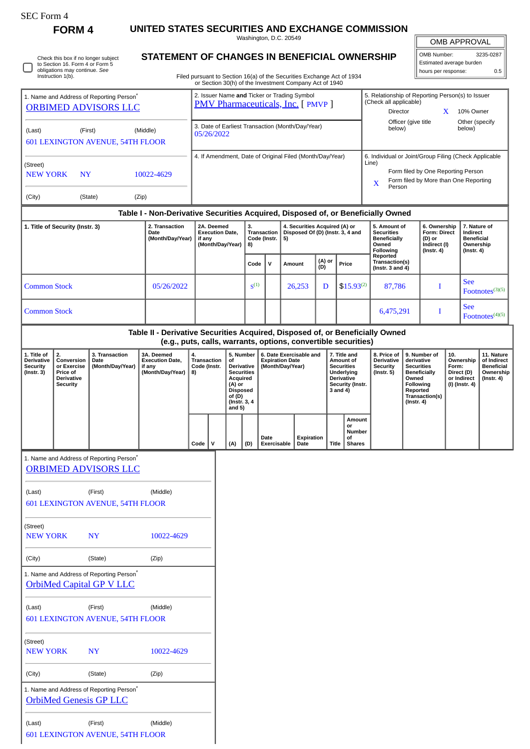SEC Form 4

# FORM 4

## UNITED STATES SECURITIES AND EXCHANGE COMMISSION

Washington, D.C. 20549

## STATEMENT OF CHANGES IN BENEFICIAL OWNERSHIP

Filed pursuant to Section 16(a) of the Securities Exchange Act of 1934 or Section 30(h) of the Investment Company Act of 1940

| OMB APPROVAL | |
|---|---|
| OMB Number: | 3235-0287 |
| Estimated average burden | |
| hours per response: | 0.5 |

☐ Check this box if no longer subject to Section 16. Form 4 or Form 5 obligations may continue. *See* Instruction 1(b).

1. Name and Address of Reporting Person*
ORBIMED ADVISORS LLC

(Last) (First) (Middle)
601 LEXINGTON AVENUE, 54TH FLOOR

(Street)
NEW YORK NY 10022-4629

(City) (State) (Zip)

2. Issuer Name **and** Ticker or Trading Symbol
PMV Pharmaceuticals, Inc. [ PMVP ]

3. Date of Earliest Transaction (Month/Day/Year)
05/26/2022

4. If Amendment, Date of Original Filed (Month/Day/Year)

5. Relationship of Reporting Person(s) to Issuer (Check all applicable)
Director
X 10% Owner
Officer (give title below)
Other (specify below)

6. Individual or Joint/Group Filing (Check Applicable Line)
Form filed by One Reporting Person
X Form filed by More than One Reporting Person

### Table I - Non-Derivative Securities Acquired, Disposed of, or Beneficially Owned

| 1. Title of Security (Instr. 3) | 2. Transaction Date (Month/Day/Year) | 2A. Deemed Execution Date, if any (Month/Day/Year) | 3. Transaction Code (Instr. 8) | | 4. Securities Acquired (A) or Disposed Of (D) (Instr. 3, 4 and 5) | | | 5. Amount of Securities Beneficially Owned Following Reported Transaction(s) (Instr. 3 and 4) | 6. Ownership Form: Direct (D) or Indirect (I) (Instr. 4) | 7. Nature of Indirect Beneficial Ownership (Instr. 4) |
|---|---|---|---|---|---|---|---|---|---|---|
| | | | Code | V | Amount | (A) or (D) | Price | | | |
| Common Stock | 05/26/2022 | | S[1] | | 26,253 | D | $15.93[2] | 87,786 | I | See Footnotes[3][5] |
| Common Stock | | | | | | | | 6,475,291 | I | See Footnotes[4][5] |

### Table II - Derivative Securities Acquired, Disposed of, or Beneficially Owned (e.g., puts, calls, warrants, options, convertible securities)

| 1. Title of Derivative Security (Instr. 3) | 2. Conversion or Exercise Price of Derivative Security | 3. Transaction Date (Month/Day/Year) | 3A. Deemed Execution Date, if any (Month/Day/Year) | 4. Transaction Code (Instr. 8) | | 5. Number of Derivative Securities Acquired (A) or Disposed of (D) (Instr. 3, 4 and 5) | | 6. Date Exercisable and Expiration Date (Month/Day/Year) | | 7. Title and Amount of Securities Underlying Derivative Security (Instr. 3 and 4) | | 8. Price of Derivative Security (Instr. 5) | 9. Number of derivative Securities Beneficially Owned Following Reported Transaction(s) (Instr. 4) | 10. Ownership Form: Direct (D) or Indirect (I) (Instr. 4) | 11. Nature of Indirect Beneficial Ownership (Instr. 4) |
|---|---|---|---|---|---|---|---|---|---|---|---|---|---|---|---|
| | | | | Code | V | (A) | (D) | Date Exercisable | Expiration Date | Title | Amount or Number of Shares | | | | |

1. Name and Address of Reporting Person*
ORBIMED ADVISORS LLC

(Last) (First) (Middle)
601 LEXINGTON AVENUE, 54TH FLOOR

(Street)
NEW YORK NY 10022-4629

(City) (State) (Zip)

1. Name and Address of Reporting Person*
OrbiMed Capital GP V LLC

(Last) (First) (Middle)
601 LEXINGTON AVENUE, 54TH FLOOR

(Street)
NEW YORK NY 10022-4629

(City) (State) (Zip)

1. Name and Address of Reporting Person*
OrbiMed Genesis GP LLC

(Last) (First) (Middle)
601 LEXINGTON AVENUE, 54TH FLOOR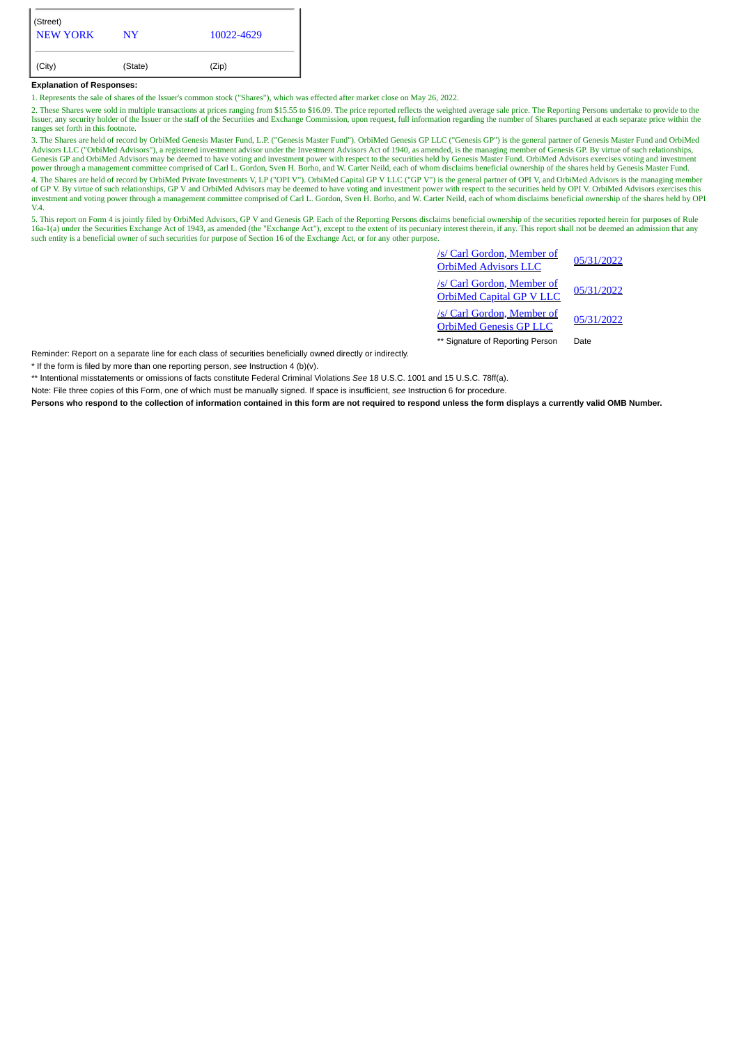| | | |
|---|---|---|
| (Street) | | |
| NEW YORK | NY | 10022-4629 |
| (City) | (State) | (Zip) |

**Explanation of Responses:**

1. Represents the sale of shares of the Issuer's common stock ("Shares"), which was effected after market close on May 26, 2022.

2. These Shares were sold in multiple transactions at prices ranging from $15.55 to $16.09. The price reported reflects the weighted average sale price. The Reporting Persons undertake to provide to the Issuer, any security holder of the Issuer or the staff of the Securities and Exchange Commission, upon request, full information regarding the number of Shares purchased at each separate price within the ranges set forth in this footnote.

3. The Shares are held of record by OrbiMed Genesis Master Fund, L.P. ("Genesis Master Fund"). OrbiMed Genesis GP LLC ("Genesis GP") is the general partner of Genesis Master Fund and OrbiMed Advisors LLC ("OrbiMed Advisors"), a registered investment advisor under the Investment Advisors Act of 1940, as amended, is the managing member of Genesis GP. By virtue of such relationships, Genesis GP and OrbiMed Advisors may be deemed to have voting and investment power with respect to the securities held by Genesis Master Fund. OrbiMed Advisors exercises voting and investment power through a management committee comprised of Carl L. Gordon, Sven H. Borho, and W. Carter Neild, each of whom disclaims beneficial ownership of the shares held by Genesis Master Fund.

4. The Shares are held of record by OrbiMed Private Investments V, LP ("OPI V"). OrbiMed Capital GP V LLC ("GP V") is the general partner of OPI V, and OrbiMed Advisors is the managing member of GP V. By virtue of such relationships, GP V and OrbiMed Advisors may be deemed to have voting and investment power with respect to the securities held by OPI V. OrbiMed Advisors exercises this investment and voting power through a management committee comprised of Carl L. Gordon, Sven H. Borho, and W. Carter Neild, each of whom disclaims beneficial ownership of the shares held by OPI V.4.

5. This report on Form 4 is jointly filed by OrbiMed Advisors, GP V and Genesis GP. Each of the Reporting Persons disclaims beneficial ownership of the securities reported herein for purposes of Rule 16a-1(a) under the Securities Exchange Act of 1943, as amended (the "Exchange Act"), except to the extent of its pecuniary interest therein, if any. This report shall not be deemed an admission that any such entity is a beneficial owner of such securities for purpose of Section 16 of the Exchange Act, or for any other purpose.

| | |
|---|---|
| /s/ Carl Gordon, Member of OrbiMed Advisors LLC | 05/31/2022 |
| /s/ Carl Gordon, Member of OrbiMed Capital GP V LLC | 05/31/2022 |
| /s/ Carl Gordon, Member of OrbiMed Genesis GP LLC | 05/31/2022 |
| ** Signature of Reporting Person | Date |

Reminder: Report on a separate line for each class of securities beneficially owned directly or indirectly.

* If the form is filed by more than one reporting person, *see* Instruction 4 (b)(v).

** Intentional misstatements or omissions of facts constitute Federal Criminal Violations *See* 18 U.S.C. 1001 and 15 U.S.C. 78ff(a).

Note: File three copies of this Form, one of which must be manually signed. If space is insufficient, *see* Instruction 6 for procedure.

**Persons who respond to the collection of information contained in this form are not required to respond unless the form displays a currently valid OMB Number.**